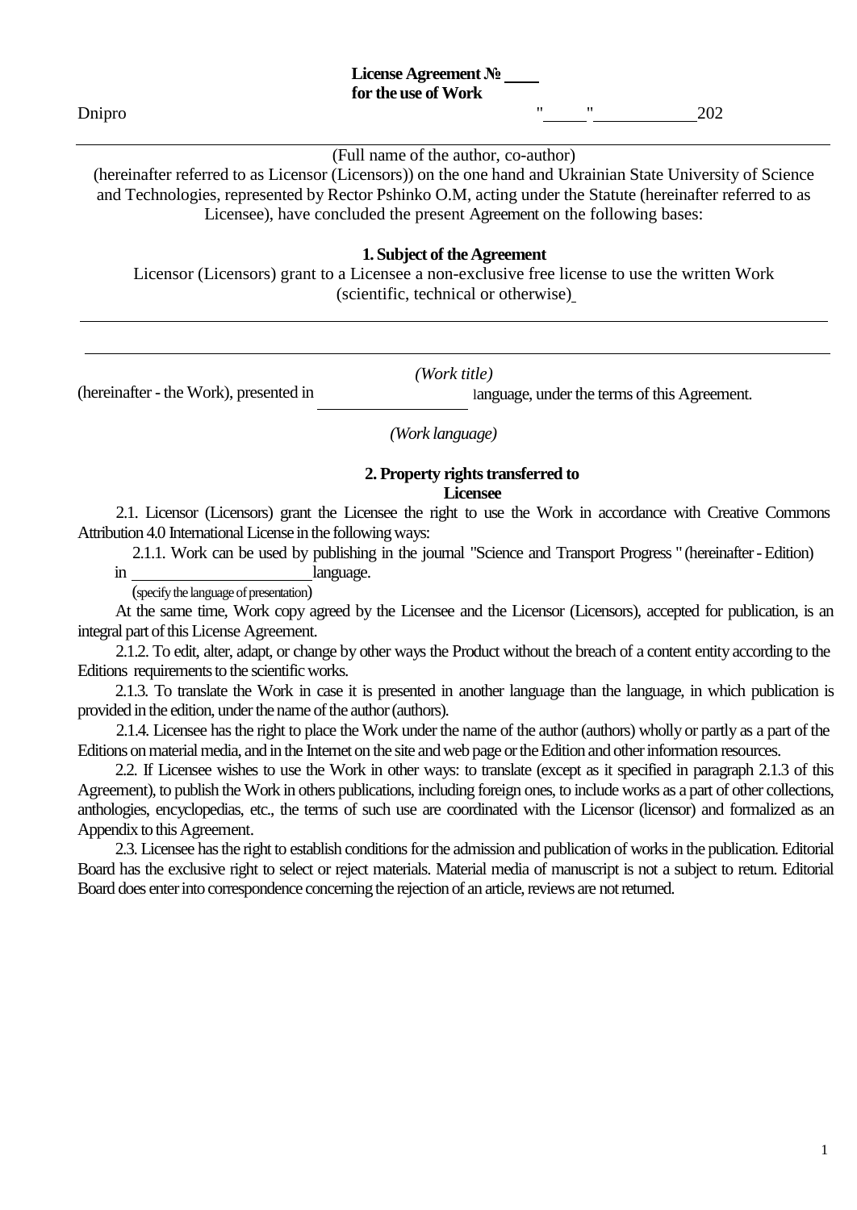**License Agreement № ____**
**for the use of Work**

Dnipro "_____"____________202

_______________________________________________________________________________

(Full name of the author, co-author)

(hereinafter referred to as Licensor (Licensors)) on the one hand and Ukrainian State University of Science and Technologies, represented by Rector Pshinko O.M, acting under the Statute (hereinafter referred to as Licensee), have concluded the present Agreement on the following bases:

## 1. Subject of the Agreement

Licensor (Licensors) grant to a Licensee a non-exclusive free license to use the written Work (scientific, technical or otherwise)

_______________________________________________________________________________

_______________________________________________________________________________

*(Work title)*

(hereinafter - the Work), presented in ____________________ language, under the terms of this Agreement.

*(Work language)*

## 2. Property rights transferred to Licensee

2.1. Licensor (Licensors) grant the Licensee the right to use the Work in accordance with Creative Commons Attribution 4.0 International License in the following ways:

2.1.1. Work can be used by publishing in the journal "Science and Transport Progress " (hereinafter - Edition) in ______________________ language.

(specify the language of presentation)

At the same time, Work copy agreed by the Licensee and the Licensor (Licensors), accepted for publication, is an integral part of this License Agreement.

2.1.2. To edit, alter, adapt, or change by other ways the Product without the breach of a content entity according to the Editions requirements to the scientific works.

2.1.3. To translate the Work in case it is presented in another language than the language, in which publication is provided in the edition, under the name of the author (authors).

2.1.4. Licensee has the right to place the Work under the name of the author (authors) wholly or partly as a part of the Editions on material media, and in the Internet on the site and web page or the Edition and other information resources.

2.2. If Licensee wishes to use the Work in other ways: to translate (except as it specified in paragraph 2.1.3 of this Agreement), to publish the Work in others publications, including foreign ones, to include works as a part of other collections, anthologies, encyclopedias, etc., the terms of such use are coordinated with the Licensor (licensor) and formalized as an Appendix to this Agreement.

2.3. Licensee has the right to establish conditions for the admission and publication of works in the publication. Editorial Board has the exclusive right to select or reject materials. Material media of manuscript is not a subject to return. Editorial Board does enter into correspondence concerning the rejection of an article, reviews are not returned.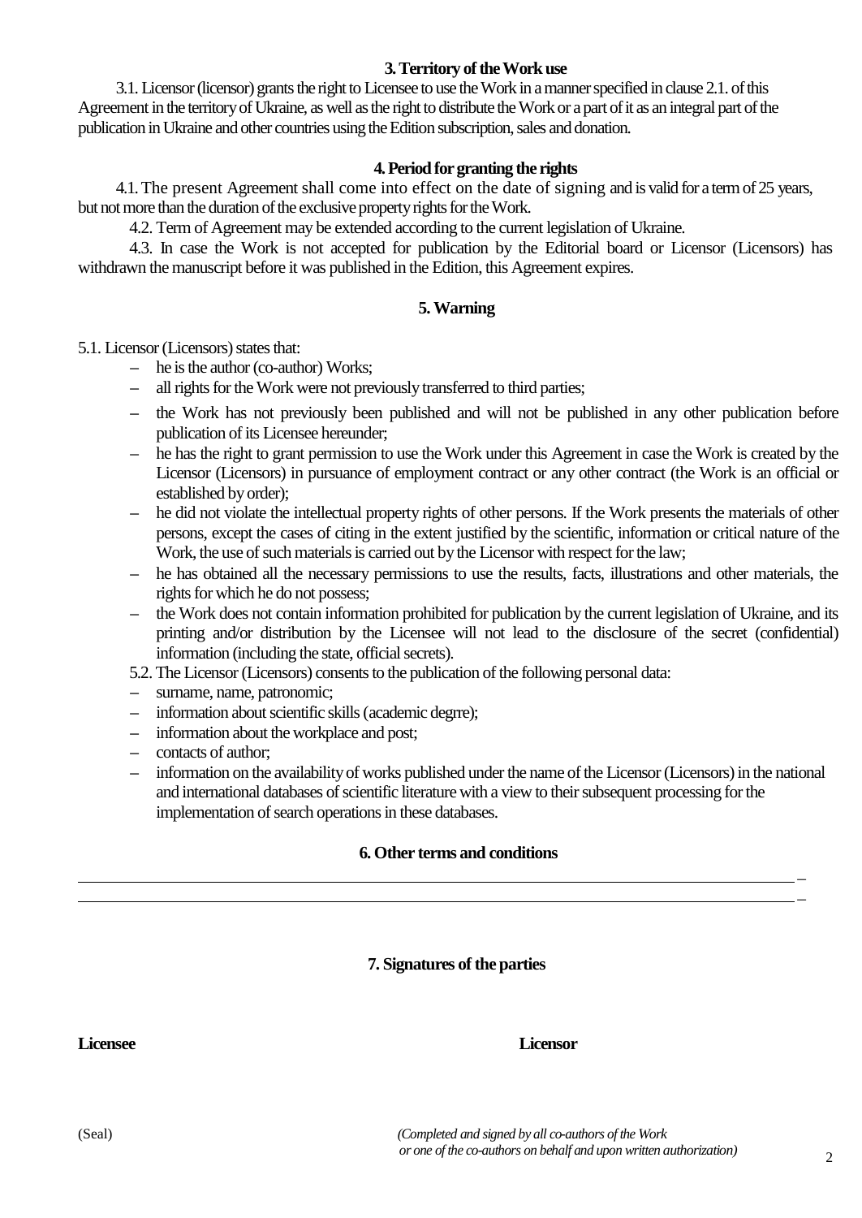### 3. Territory of the Work use

3.1. Licensor (licensor) grants the right to Licensee to use the Work in a manner specified in clause 2.1. of this Agreement in the territory of Ukraine, as well as the right to distribute the Work or a part of it as an integral part of the publication in Ukraine and other countries using the Edition subscription, sales and donation.

### 4. Period for granting the rights

4.1. The present Agreement shall come into effect on the date of signing and is valid for a term of 25 years, but not more than the duration of the exclusive property rights for the Work.

4.2. Term of Agreement may be extended according to the current legislation of Ukraine.

4.3. In case the Work is not accepted for publication by the Editorial board or Licensor (Licensors) has withdrawn the manuscript before it was published in the Edition, this Agreement expires.

### 5. Warning

5.1. Licensor (Licensors) states that:

- he is the author (co-author) Works;
- all rights for the Work were not previously transferred to third parties;
- the Work has not previously been published and will not be published in any other publication before publication of its Licensee hereunder;
- he has the right to grant permission to use the Work under this Agreement in case the Work is created by the Licensor (Licensors) in pursuance of employment contract or any other contract (the Work is an official or established by order);
- he did not violate the intellectual property rights of other persons. If the Work presents the materials of other persons, except the cases of citing in the extent justified by the scientific, information or critical nature of the Work, the use of such materials is carried out by the Licensor with respect for the law;
- he has obtained all the necessary permissions to use the results, facts, illustrations and other materials, the rights for which he do not possess;
- the Work does not contain information prohibited for publication by the current legislation of Ukraine, and its printing and/or distribution by the Licensee will not lead to the disclosure of the secret (confidential) information (including the state, official secrets).

5.2. The Licensor (Licensors) consents to the publication of the following personal data:

- surname, name, patronomic;
- information about scientific skills (academic degrre);
- information about the workplace and post;
- contacts of author;
- information on the availability of works published under the name of the Licensor (Licensors) in the national and international databases of scientific literature with a view to their subsequent processing for the implementation of search operations in these databases.

### 6. Other terms and conditions

\_\_\_\_\_\_\_\_\_\_\_\_\_\_\_\_\_\_\_\_\_\_\_\_\_\_\_\_\_\_\_\_\_\_\_\_\_\_\_\_\_\_\_\_\_\_\_\_\_\_\_\_\_\_\_\_\_\_\_\_\_\_\_\_\_\_\_\_\_\_\_\_\_\_\_\_ –

\_\_\_\_\_\_\_\_\_\_\_\_\_\_\_\_\_\_\_\_\_\_\_\_\_\_\_\_\_\_\_\_\_\_\_\_\_\_\_\_\_\_\_\_\_\_\_\_\_\_\_\_\_\_\_\_\_\_\_\_\_\_\_\_\_\_\_\_\_\_\_\_\_\_\_\_ –

### 7. Signatures of the parties

**Licensee** **Licensor**

(Seal) *(Completed and signed by all co-authors of the Work or one of the co-authors on behalf and upon written authorization)*